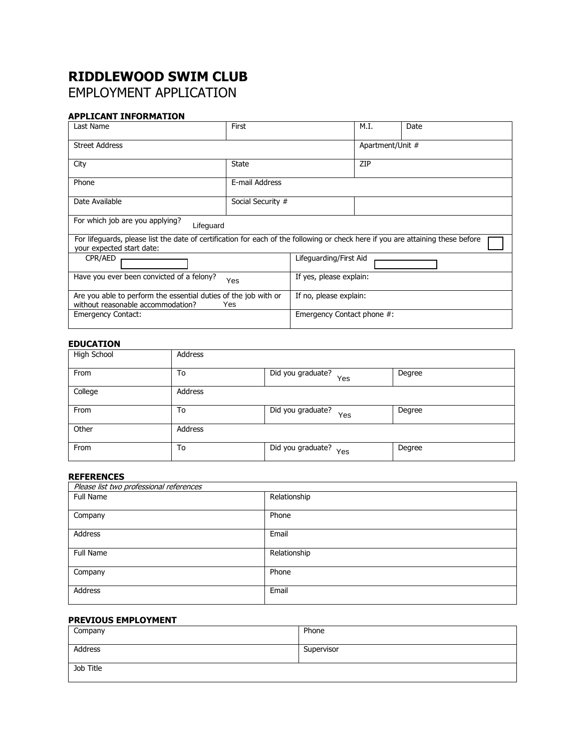# RIDDLEWOOD SWIM CLUB

EMPLOYMENT APPLICATION

### APPLICANT INFORMATION

| Last Name | First | M.I. | Date |
|---|---|---|---|
| Street Address | | Apartment/Unit # | |
| City | State | ZIP | |
| Phone | E-mail Address | | |
| Date Available | Social Security # | | |
| For which job are you applying? Lifeguard | | | |
| For lifeguards, please list the date of certification for each of the following or check here if you are attaining these before your expected start date: ☐ | | | |
| CPR/AED | Lifeguarding/First Aid | | |
| Have you ever been convicted of a felony? Yes | If yes, please explain: | | |
| Are you able to perform the essential duties of the job with or without reasonable accommodation? Yes | If no, please explain: | | |
| Emergency Contact: | Emergency Contact phone #: | | |

### EDUCATION

| High School | Address | | |
|---|---|---|---|
| From | To | Did you graduate? Yes | Degree |
| College | Address | | |
| From | To | Did you graduate? Yes | Degree |
| Other | Address | | |
| From | To | Did you graduate? Yes | Degree |

### REFERENCES

*Please list two professional references*

| Full Name | Relationship |
|---|---|
| Company | Phone |
| Address | Email |
| Full Name | Relationship |
| Company | Phone |
| Address | Email |

### PREVIOUS EMPLOYMENT

| Company | Phone |
|---|---|
| Address | Supervisor |
| Job Title | |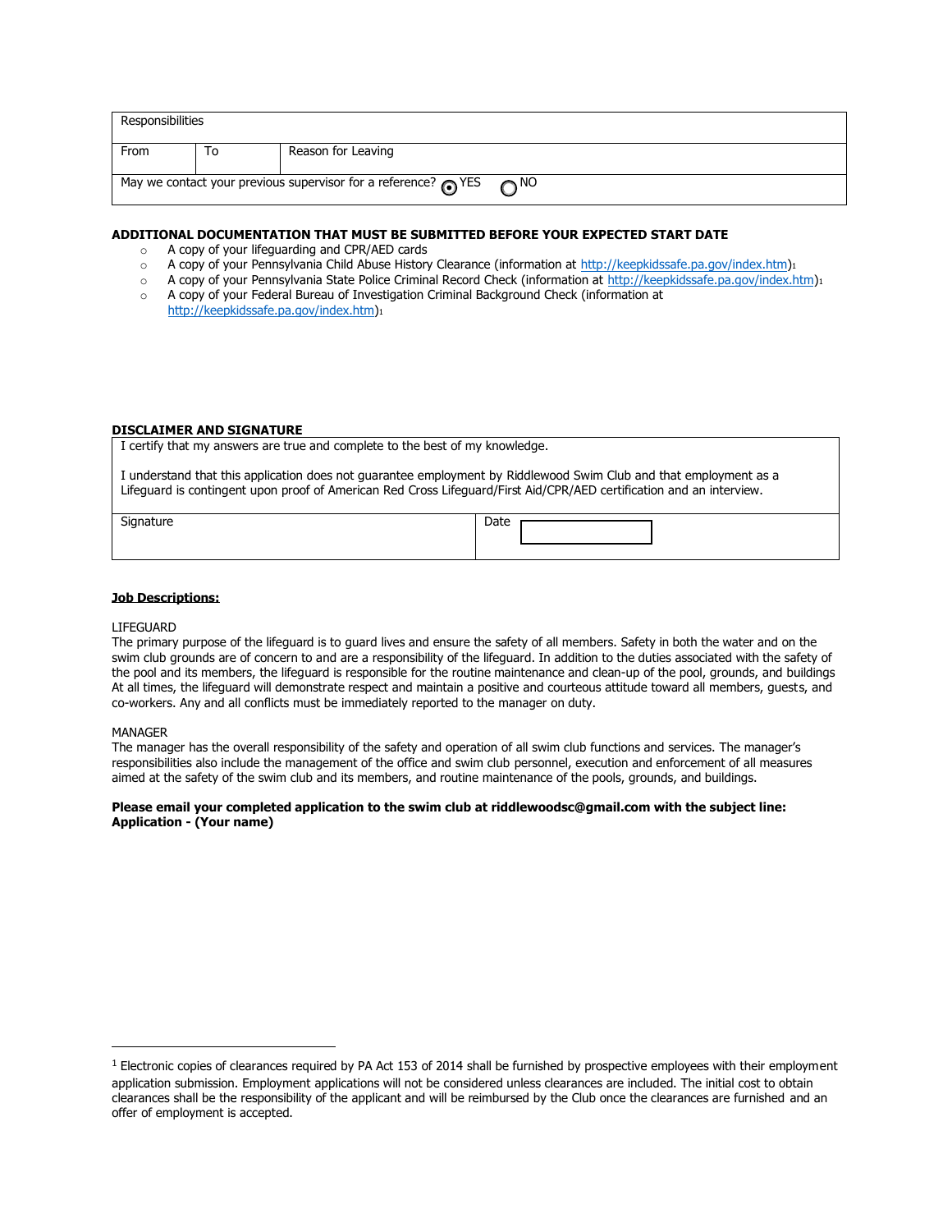| Responsibilities | | |
|---|---|---|
| From | To | Reason for Leaving |
| May we contact your previous supervisor for a reference? ◉ YES ○ NO | | |

**ADDITIONAL DOCUMENTATION THAT MUST BE SUBMITTED BEFORE YOUR EXPECTED START DATE**

- A copy of your lifeguarding and CPR/AED cards
- A copy of your Pennsylvania Child Abuse History Clearance (information at http://keepkidssafe.pa.gov/index.htm)[1]
- A copy of your Pennsylvania State Police Criminal Record Check (information at http://keepkidssafe.pa.gov/index.htm)[1]
- A copy of your Federal Bureau of Investigation Criminal Background Check (information at http://keepkidssafe.pa.gov/index.htm)[1]

**DISCLAIMER AND SIGNATURE**

I certify that my answers are true and complete to the best of my knowledge.

I understand that this application does not guarantee employment by Riddlewood Swim Club and that employment as a Lifeguard is contingent upon proof of American Red Cross Lifeguard/First Aid/CPR/AED certification and an interview.

| | |
|---|---|
| Signature | Date |

**Job Descriptions:**

LIFEGUARD

The primary purpose of the lifeguard is to guard lives and ensure the safety of all members. Safety in both the water and on the swim club grounds are of concern to and are a responsibility of the lifeguard. In addition to the duties associated with the safety of the pool and its members, the lifeguard is responsible for the routine maintenance and clean-up of the pool, grounds, and buildings At all times, the lifeguard will demonstrate respect and maintain a positive and courteous attitude toward all members, guests, and co-workers. Any and all conflicts must be immediately reported to the manager on duty.

MANAGER

The manager has the overall responsibility of the safety and operation of all swim club functions and services. The manager's responsibilities also include the management of the office and swim club personnel, execution and enforcement of all measures aimed at the safety of the swim club and its members, and routine maintenance of the pools, grounds, and buildings.

**Please email your completed application to the swim club at riddlewoodsc@gmail.com with the subject line: Application - (Your name)**

---

[1] Electronic copies of clearances required by PA Act 153 of 2014 shall be furnished by prospective employees with their employment application submission. Employment applications will not be considered unless clearances are included. The initial cost to obtain clearances shall be the responsibility of the applicant and will be reimbursed by the Club once the clearances are furnished and an offer of employment is accepted.